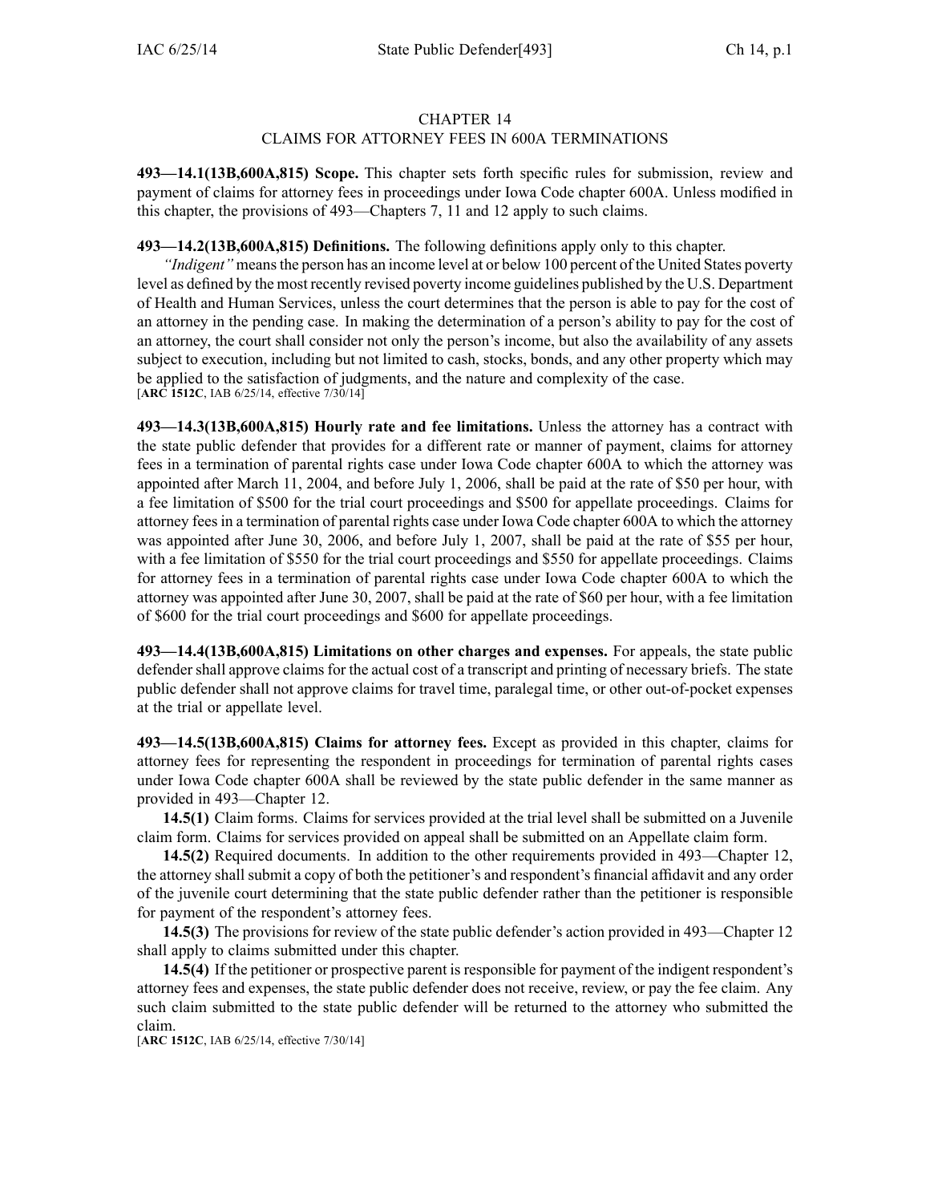# CHAPTER 14
## CLAIMS FOR ATTORNEY FEES IN 600A TERMINATIONS

**493—14.1(13B,600A,815) Scope.** This chapter sets forth specific rules for submission, review and payment of claims for attorney fees in proceedings under Iowa Code chapter 600A. Unless modified in this chapter, the provisions of 493—Chapters 7, 11 and 12 apply to such claims.

**493—14.2(13B,600A,815) Definitions.** The following definitions apply only to this chapter.

*"Indigent"* means the person has an income level at or below 100 percent of the United States poverty level as defined by the most recently revised poverty income guidelines published by the U.S. Department of Health and Human Services, unless the court determines that the person is able to pay for the cost of an attorney in the pending case. In making the determination of a person's ability to pay for the cost of an attorney, the court shall consider not only the person's income, but also the availability of any assets subject to execution, including but not limited to cash, stocks, bonds, and any other property which may be applied to the satisfaction of judgments, and the nature and complexity of the case.
[**ARC 1512C**, IAB 6/25/14, effective 7/30/14]

**493—14.3(13B,600A,815) Hourly rate and fee limitations.** Unless the attorney has a contract with the state public defender that provides for a different rate or manner of payment, claims for attorney fees in a termination of parental rights case under Iowa Code chapter 600A to which the attorney was appointed after March 11, 2004, and before July 1, 2006, shall be paid at the rate of $50 per hour, with a fee limitation of $500 for the trial court proceedings and $500 for appellate proceedings. Claims for attorney fees in a termination of parental rights case under Iowa Code chapter 600A to which the attorney was appointed after June 30, 2006, and before July 1, 2007, shall be paid at the rate of $55 per hour, with a fee limitation of $550 for the trial court proceedings and $550 for appellate proceedings. Claims for attorney fees in a termination of parental rights case under Iowa Code chapter 600A to which the attorney was appointed after June 30, 2007, shall be paid at the rate of $60 per hour, with a fee limitation of $600 for the trial court proceedings and $600 for appellate proceedings.

**493—14.4(13B,600A,815) Limitations on other charges and expenses.** For appeals, the state public defender shall approve claims for the actual cost of a transcript and printing of necessary briefs. The state public defender shall not approve claims for travel time, paralegal time, or other out-of-pocket expenses at the trial or appellate level.

**493—14.5(13B,600A,815) Claims for attorney fees.** Except as provided in this chapter, claims for attorney fees for representing the respondent in proceedings for termination of parental rights cases under Iowa Code chapter 600A shall be reviewed by the state public defender in the same manner as provided in 493—Chapter 12.

**14.5(1)** Claim forms. Claims for services provided at the trial level shall be submitted on a Juvenile claim form. Claims for services provided on appeal shall be submitted on an Appellate claim form.

**14.5(2)** Required documents. In addition to the other requirements provided in 493—Chapter 12, the attorney shall submit a copy of both the petitioner's and respondent's financial affidavit and any order of the juvenile court determining that the state public defender rather than the petitioner is responsible for payment of the respondent's attorney fees.

**14.5(3)** The provisions for review of the state public defender's action provided in 493—Chapter 12 shall apply to claims submitted under this chapter.

**14.5(4)** If the petitioner or prospective parent is responsible for payment of the indigent respondent's attorney fees and expenses, the state public defender does not receive, review, or pay the fee claim. Any such claim submitted to the state public defender will be returned to the attorney who submitted the claim.
[**ARC 1512C**, IAB 6/25/14, effective 7/30/14]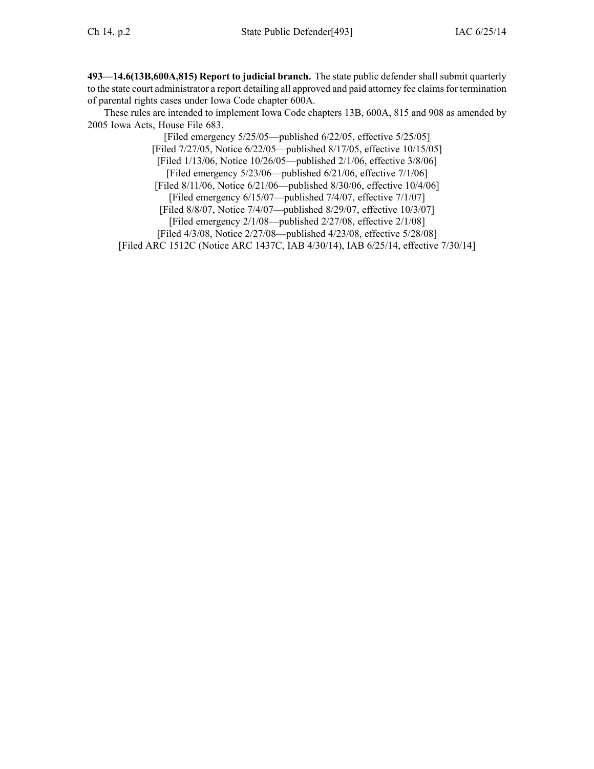**493—14.6(13B,600A,815) Report to judicial branch.** The state public defender shall submit quarterly to the state court administrator a report detailing all approved and paid attorney fee claims for termination of parental rights cases under Iowa Code chapter 600A.

These rules are intended to implement Iowa Code chapters 13B, 600A, 815 and 908 as amended by 2005 Iowa Acts, House File 683.

[Filed emergency 5/25/05—published 6/22/05, effective 5/25/05]
[Filed 7/27/05, Notice 6/22/05—published 8/17/05, effective 10/15/05]
[Filed 1/13/06, Notice 10/26/05—published 2/1/06, effective 3/8/06]
[Filed emergency 5/23/06—published 6/21/06, effective 7/1/06]
[Filed 8/11/06, Notice 6/21/06—published 8/30/06, effective 10/4/06]
[Filed emergency 6/15/07—published 7/4/07, effective 7/1/07]
[Filed 8/8/07, Notice 7/4/07—published 8/29/07, effective 10/3/07]
[Filed emergency 2/1/08—published 2/27/08, effective 2/1/08]
[Filed 4/3/08, Notice 2/27/08—published 4/23/08, effective 5/28/08]
[Filed ARC 1512C (Notice ARC 1437C, IAB 4/30/14), IAB 6/25/14, effective 7/30/14]